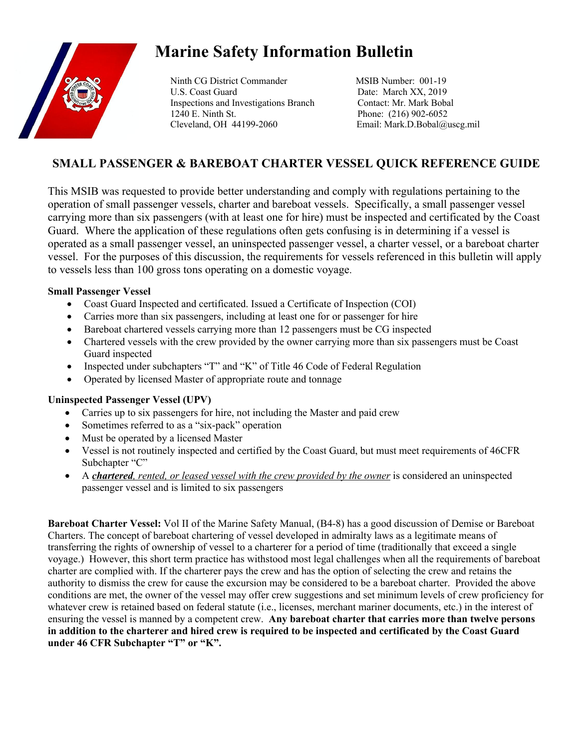# Marine Safety Information Bulletin

Ninth CG District Commander
U.S. Coast Guard
Inspections and Investigations Branch
1240 E. Ninth St.
Cleveland, OH 44199-2060

MSIB Number: 001-19
Date: March XX, 2019
Contact: Mr. Mark Bobal
Phone: (216) 902-6052
Email: Mark.D.Bobal@uscg.mil

## SMALL PASSENGER & BAREBOAT CHARTER VESSEL QUICK REFERENCE GUIDE

This MSIB was requested to provide better understanding and comply with regulations pertaining to the operation of small passenger vessels, charter and bareboat vessels. Specifically, a small passenger vessel carrying more than six passengers (with at least one for hire) must be inspected and certificated by the Coast Guard. Where the application of these regulations often gets confusing is in determining if a vessel is operated as a small passenger vessel, an uninspected passenger vessel, a charter vessel, or a bareboat charter vessel. For the purposes of this discussion, the requirements for vessels referenced in this bulletin will apply to vessels less than 100 gross tons operating on a domestic voyage.

**Small Passenger Vessel**

- Coast Guard Inspected and certificated. Issued a Certificate of Inspection (COI)
- Carries more than six passengers, including at least one for or passenger for hire
- Bareboat chartered vessels carrying more than 12 passengers must be CG inspected
- Chartered vessels with the crew provided by the owner carrying more than six passengers must be Coast Guard inspected
- Inspected under subchapters "T" and "K" of Title 46 Code of Federal Regulation
- Operated by licensed Master of appropriate route and tonnage

**Uninspected Passenger Vessel (UPV)**

- Carries up to six passengers for hire, not including the Master and paid crew
- Sometimes referred to as a "six-pack" operation
- Must be operated by a licensed Master
- Vessel is not routinely inspected and certified by the Coast Guard, but must meet requirements of 46CFR Subchapter "C"
- A ***chartered**, rented, or leased vessel with the crew provided by the owner* is considered an uninspected passenger vessel and is limited to six passengers

**Bareboat Charter Vessel:** Vol II of the Marine Safety Manual, (B4-8) has a good discussion of Demise or Bareboat Charters. The concept of bareboat chartering of vessel developed in admiralty laws as a legitimate means of transferring the rights of ownership of vessel to a charterer for a period of time (traditionally that exceed a single voyage.) However, this short term practice has withstood most legal challenges when all the requirements of bareboat charter are complied with. If the charterer pays the crew and has the option of selecting the crew and retains the authority to dismiss the crew for cause the excursion may be considered to be a bareboat charter. Provided the above conditions are met, the owner of the vessel may offer crew suggestions and set minimum levels of crew proficiency for whatever crew is retained based on federal statute (i.e., licenses, merchant mariner documents, etc.) in the interest of ensuring the vessel is manned by a competent crew. **Any bareboat charter that carries more than twelve persons in addition to the charterer and hired crew is required to be inspected and certificated by the Coast Guard under 46 CFR Subchapter "T" or "K".**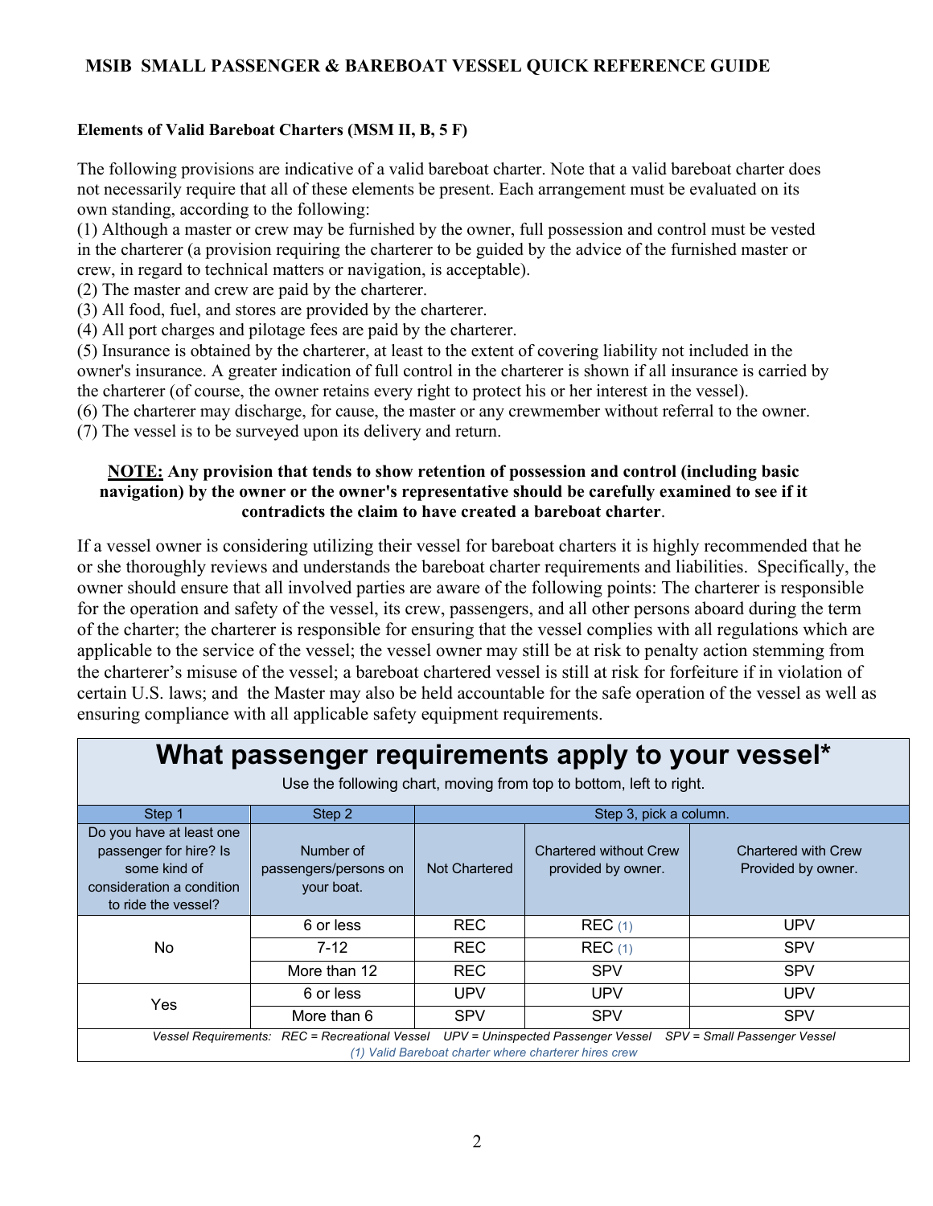## MSIB SMALL PASSENGER & BAREBOAT VESSEL QUICK REFERENCE GUIDE

**Elements of Valid Bareboat Charters (MSM II, B, 5 F)**

The following provisions are indicative of a valid bareboat charter. Note that a valid bareboat charter does not necessarily require that all of these elements be present. Each arrangement must be evaluated on its own standing, according to the following:

(1) Although a master or crew may be furnished by the owner, full possession and control must be vested in the charterer (a provision requiring the charterer to be guided by the advice of the furnished master or crew, in regard to technical matters or navigation, is acceptable).
(2) The master and crew are paid by the charterer.
(3) All food, fuel, and stores are provided by the charterer.
(4) All port charges and pilotage fees are paid by the charterer.
(5) Insurance is obtained by the charterer, at least to the extent of covering liability not included in the owner's insurance. A greater indication of full control in the charterer is shown if all insurance is carried by the charterer (of course, the owner retains every right to protect his or her interest in the vessel).
(6) The charterer may discharge, for cause, the master or any crewmember without referral to the owner.
(7) The vessel is to be surveyed upon its delivery and return.

**<u>NOTE:</u> Any provision that tends to show retention of possession and control (including basic navigation) by the owner or the owner's representative should be carefully examined to see if it contradicts the claim to have created a bareboat charter**.

If a vessel owner is considering utilizing their vessel for bareboat charters it is highly recommended that he or she thoroughly reviews and understands the bareboat charter requirements and liabilities. Specifically, the owner should ensure that all involved parties are aware of the following points: The charterer is responsible for the operation and safety of the vessel, its crew, passengers, and all other persons aboard during the term of the charter; the charterer is responsible for ensuring that the vessel complies with all regulations which are applicable to the service of the vessel; the vessel owner may still be at risk to penalty action stemming from the charterer's misuse of the vessel; a bareboat chartered vessel is still at risk for forfeiture if in violation of certain U.S. laws; and the Master may also be held accountable for the safe operation of the vessel as well as ensuring compliance with all applicable safety equipment requirements.

## What passenger requirements apply to your vessel*

Use the following chart, moving from top to bottom, left to right.

| Step 1 | Step 2 | Step 3, pick a column. | | |
|---|---|---|---|---|
| Do you have at least one passenger for hire? Is some kind of consideration a condition to ride the vessel? | Number of passengers/persons on your boat. | Not Chartered | Chartered without Crew provided by owner. | Chartered with Crew Provided by owner. |
| No | 6 or less | REC | REC (1) | UPV |
| | 7-12 | REC | REC (1) | SPV |
| | More than 12 | REC | SPV | SPV |
| Yes | 6 or less | UPV | UPV | UPV |
| | More than 6 | SPV | SPV | SPV |

*Vessel Requirements: REC = Recreational Vessel UPV = Uninspected Passenger Vessel SPV = Small Passenger Vessel*

*(1) Valid Bareboat charter where charterer hires crew*